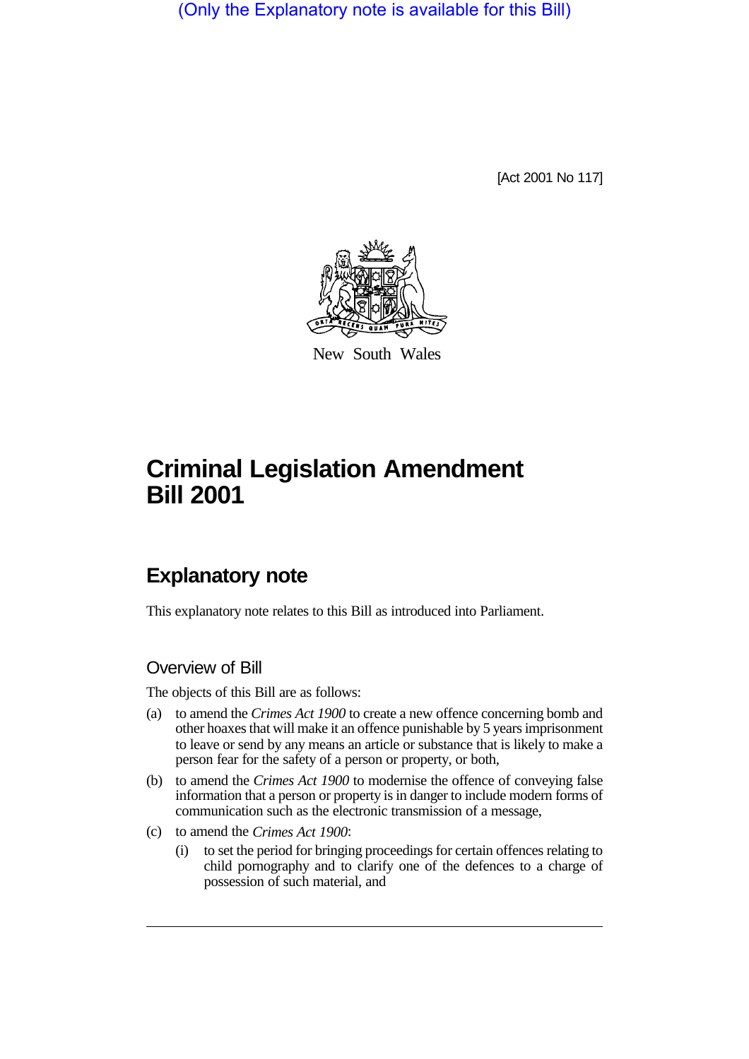(Only the Explanatory note is available for this Bill)

[Act 2001 No 117]

New South Wales

# Criminal Legislation Amendment Bill 2001

## Explanatory note

This explanatory note relates to this Bill as introduced into Parliament.

### Overview of Bill

The objects of this Bill are as follows:

(a) to amend the *Crimes Act 1900* to create a new offence concerning bomb and other hoaxes that will make it an offence punishable by 5 years imprisonment to leave or send by any means an article or substance that is likely to make a person fear for the safety of a person or property, or both,

(b) to amend the *Crimes Act 1900* to modernise the offence of conveying false information that a person or property is in danger to include modern forms of communication such as the electronic transmission of a message,

(c) to amend the *Crimes Act 1900*:

- (i) to set the period for bringing proceedings for certain offences relating to child pornography and to clarify one of the defences to a charge of possession of such material, and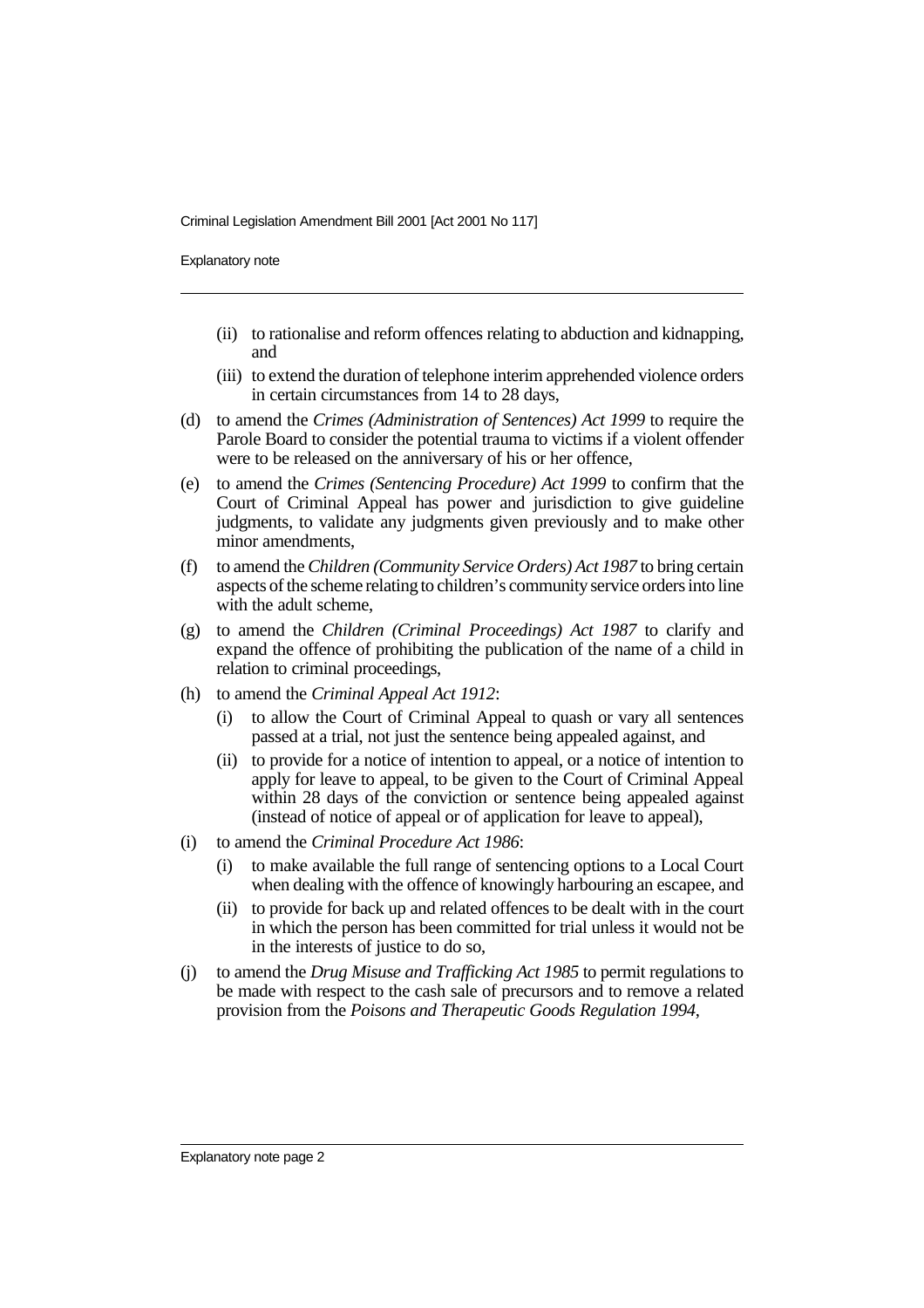- (ii) to rationalise and reform offences relating to abduction and kidnapping, and
- (iii) to extend the duration of telephone interim apprehended violence orders in certain circumstances from 14 to 28 days,

(d) to amend the *Crimes (Administration of Sentences) Act 1999* to require the Parole Board to consider the potential trauma to victims if a violent offender were to be released on the anniversary of his or her offence,

(e) to amend the *Crimes (Sentencing Procedure) Act 1999* to confirm that the Court of Criminal Appeal has power and jurisdiction to give guideline judgments, to validate any judgments given previously and to make other minor amendments,

(f) to amend the *Children (Community Service Orders) Act 1987* to bring certain aspects of the scheme relating to children's community service orders into line with the adult scheme,

(g) to amend the *Children (Criminal Proceedings) Act 1987* to clarify and expand the offence of prohibiting the publication of the name of a child in relation to criminal proceedings,

(h) to amend the *Criminal Appeal Act 1912*:

- (i) to allow the Court of Criminal Appeal to quash or vary all sentences passed at a trial, not just the sentence being appealed against, and
- (ii) to provide for a notice of intention to appeal, or a notice of intention to apply for leave to appeal, to be given to the Court of Criminal Appeal within 28 days of the conviction or sentence being appealed against (instead of notice of appeal or of application for leave to appeal),

(i) to amend the *Criminal Procedure Act 1986*:

- (i) to make available the full range of sentencing options to a Local Court when dealing with the offence of knowingly harbouring an escapee, and
- (ii) to provide for back up and related offences to be dealt with in the court in which the person has been committed for trial unless it would not be in the interests of justice to do so,

(j) to amend the *Drug Misuse and Trafficking Act 1985* to permit regulations to be made with respect to the cash sale of precursors and to remove a related provision from the *Poisons and Therapeutic Goods Regulation 1994*,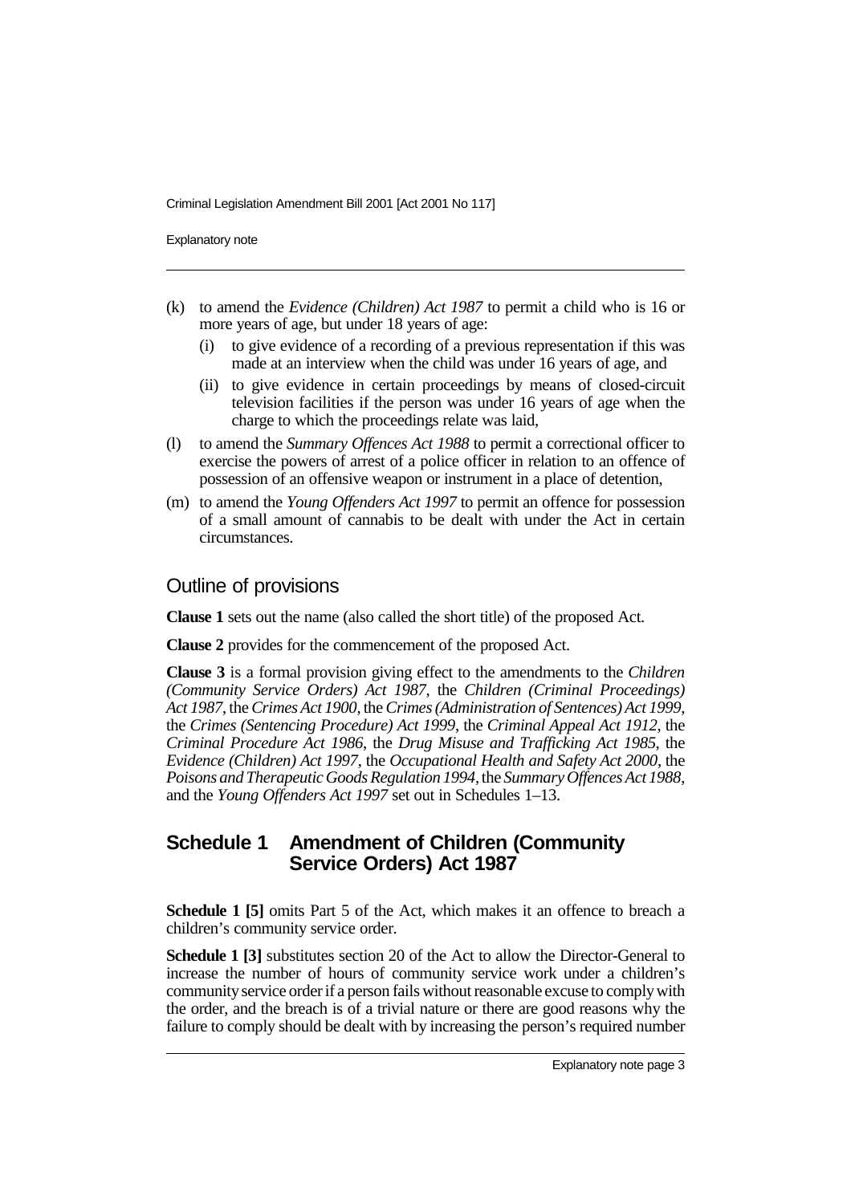- (k) to amend the *Evidence (Children) Act 1987* to permit a child who is 16 or more years of age, but under 18 years of age:
  - (i) to give evidence of a recording of a previous representation if this was made at an interview when the child was under 16 years of age, and
  - (ii) to give evidence in certain proceedings by means of closed-circuit television facilities if the person was under 16 years of age when the charge to which the proceedings relate was laid,
- (l) to amend the *Summary Offences Act 1988* to permit a correctional officer to exercise the powers of arrest of a police officer in relation to an offence of possession of an offensive weapon or instrument in a place of detention,
- (m) to amend the *Young Offenders Act 1997* to permit an offence for possession of a small amount of cannabis to be dealt with under the Act in certain circumstances.

## Outline of provisions

**Clause 1** sets out the name (also called the short title) of the proposed Act.

**Clause 2** provides for the commencement of the proposed Act.

**Clause 3** is a formal provision giving effect to the amendments to the *Children (Community Service Orders) Act 1987*, the *Children (Criminal Proceedings) Act 1987*, the *Crimes Act 1900*, the *Crimes (Administration of Sentences) Act 1999*, the *Crimes (Sentencing Procedure) Act 1999*, the *Criminal Appeal Act 1912*, the *Criminal Procedure Act 1986*, the *Drug Misuse and Trafficking Act 1985*, the *Evidence (Children) Act 1997*, the *Occupational Health and Safety Act 2000*, the *Poisons and Therapeutic Goods Regulation 1994*, the *Summary Offences Act 1988*, and the *Young Offenders Act 1997* set out in Schedules 1–13.

## Schedule 1 Amendment of Children (Community Service Orders) Act 1987

**Schedule 1 [5]** omits Part 5 of the Act, which makes it an offence to breach a children's community service order.

**Schedule 1 [3]** substitutes section 20 of the Act to allow the Director-General to increase the number of hours of community service work under a children's community service order if a person fails without reasonable excuse to comply with the order, and the breach is of a trivial nature or there are good reasons why the failure to comply should be dealt with by increasing the person's required number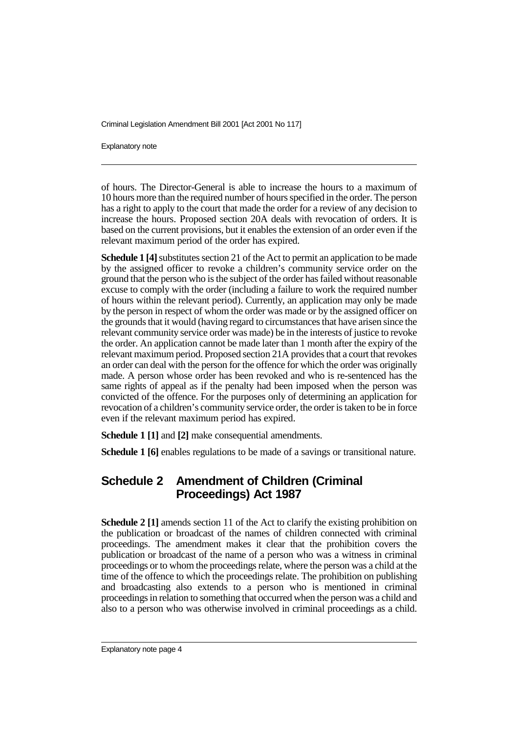of hours. The Director-General is able to increase the hours to a maximum of 10 hours more than the required number of hours specified in the order. The person has a right to apply to the court that made the order for a review of any decision to increase the hours. Proposed section 20A deals with revocation of orders. It is based on the current provisions, but it enables the extension of an order even if the relevant maximum period of the order has expired.

**Schedule 1 [4]** substitutes section 21 of the Act to permit an application to be made by the assigned officer to revoke a children's community service order on the ground that the person who is the subject of the order has failed without reasonable excuse to comply with the order (including a failure to work the required number of hours within the relevant period). Currently, an application may only be made by the person in respect of whom the order was made or by the assigned officer on the grounds that it would (having regard to circumstances that have arisen since the relevant community service order was made) be in the interests of justice to revoke the order. An application cannot be made later than 1 month after the expiry of the relevant maximum period. Proposed section 21A provides that a court that revokes an order can deal with the person for the offence for which the order was originally made. A person whose order has been revoked and who is re-sentenced has the same rights of appeal as if the penalty had been imposed when the person was convicted of the offence. For the purposes only of determining an application for revocation of a children's community service order, the order is taken to be in force even if the relevant maximum period has expired.

**Schedule 1 [1]** and **[2]** make consequential amendments.

**Schedule 1 [6]** enables regulations to be made of a savings or transitional nature.

## Schedule 2 Amendment of Children (Criminal Proceedings) Act 1987

**Schedule 2 [1]** amends section 11 of the Act to clarify the existing prohibition on the publication or broadcast of the names of children connected with criminal proceedings. The amendment makes it clear that the prohibition covers the publication or broadcast of the name of a person who was a witness in criminal proceedings or to whom the proceedings relate, where the person was a child at the time of the offence to which the proceedings relate. The prohibition on publishing and broadcasting also extends to a person who is mentioned in criminal proceedings in relation to something that occurred when the person was a child and also to a person who was otherwise involved in criminal proceedings as a child.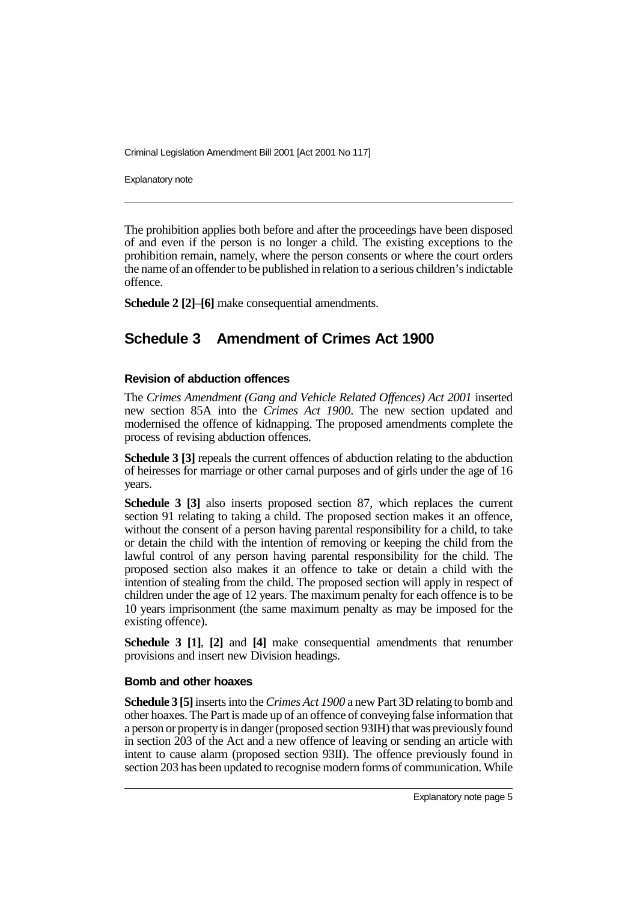The prohibition applies both before and after the proceedings have been disposed of and even if the person is no longer a child. The existing exceptions to the prohibition remain, namely, where the person consents or where the court orders the name of an offender to be published in relation to a serious children's indictable offence.

**Schedule 2 [2]**–**[6]** make consequential amendments.

## Schedule 3 Amendment of Crimes Act 1900

### Revision of abduction offences

The *Crimes Amendment (Gang and Vehicle Related Offences) Act 2001* inserted new section 85A into the *Crimes Act 1900*. The new section updated and modernised the offence of kidnapping. The proposed amendments complete the process of revising abduction offences.

**Schedule 3 [3]** repeals the current offences of abduction relating to the abduction of heiresses for marriage or other carnal purposes and of girls under the age of 16 years.

**Schedule 3 [3]** also inserts proposed section 87, which replaces the current section 91 relating to taking a child. The proposed section makes it an offence, without the consent of a person having parental responsibility for a child, to take or detain the child with the intention of removing or keeping the child from the lawful control of any person having parental responsibility for the child. The proposed section also makes it an offence to take or detain a child with the intention of stealing from the child. The proposed section will apply in respect of children under the age of 12 years. The maximum penalty for each offence is to be 10 years imprisonment (the same maximum penalty as may be imposed for the existing offence).

**Schedule 3 [1]**, **[2]** and **[4]** make consequential amendments that renumber provisions and insert new Division headings.

### Bomb and other hoaxes

**Schedule 3 [5]** inserts into the *Crimes Act 1900* a new Part 3D relating to bomb and other hoaxes. The Part is made up of an offence of conveying false information that a person or property is in danger (proposed section 93IH) that was previously found in section 203 of the Act and a new offence of leaving or sending an article with intent to cause alarm (proposed section 93II). The offence previously found in section 203 has been updated to recognise modern forms of communication. While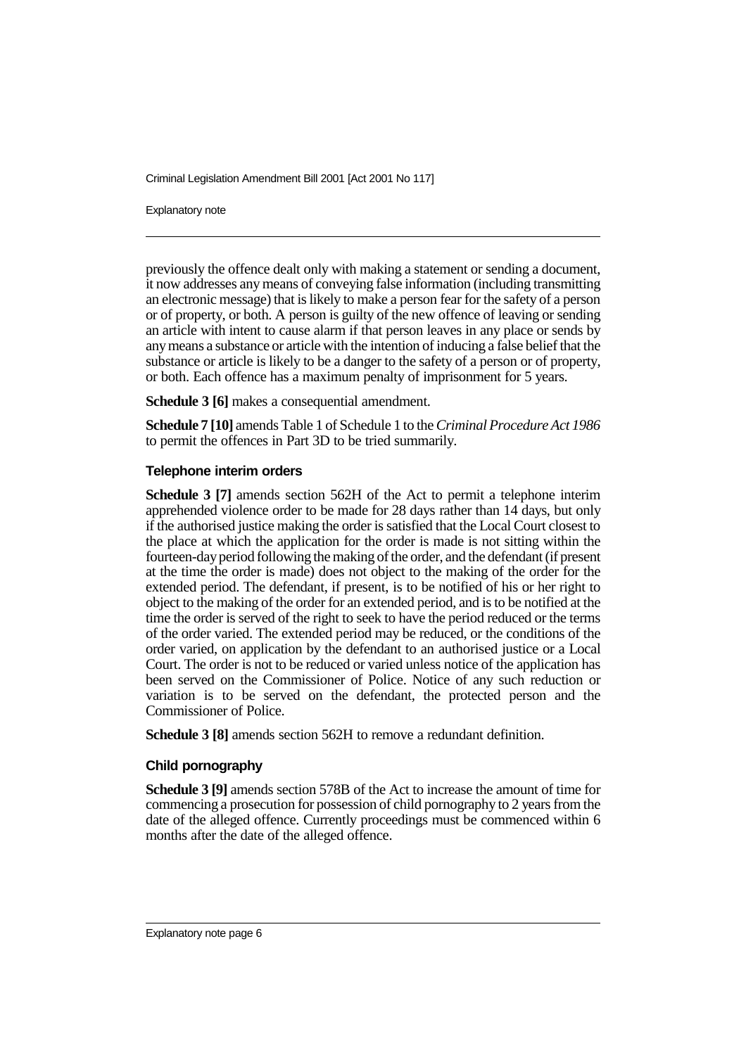previously the offence dealt only with making a statement or sending a document, it now addresses any means of conveying false information (including transmitting an electronic message) that is likely to make a person fear for the safety of a person or of property, or both. A person is guilty of the new offence of leaving or sending an article with intent to cause alarm if that person leaves in any place or sends by any means a substance or article with the intention of inducing a false belief that the substance or article is likely to be a danger to the safety of a person or of property, or both. Each offence has a maximum penalty of imprisonment for 5 years.

**Schedule 3 [6]** makes a consequential amendment.

**Schedule 7 [10]** amends Table 1 of Schedule 1 to the *Criminal Procedure Act 1986* to permit the offences in Part 3D to be tried summarily.

### Telephone interim orders

**Schedule 3 [7]** amends section 562H of the Act to permit a telephone interim apprehended violence order to be made for 28 days rather than 14 days, but only if the authorised justice making the order is satisfied that the Local Court closest to the place at which the application for the order is made is not sitting within the fourteen-day period following the making of the order, and the defendant (if present at the time the order is made) does not object to the making of the order for the extended period. The defendant, if present, is to be notified of his or her right to object to the making of the order for an extended period, and is to be notified at the time the order is served of the right to seek to have the period reduced or the terms of the order varied. The extended period may be reduced, or the conditions of the order varied, on application by the defendant to an authorised justice or a Local Court. The order is not to be reduced or varied unless notice of the application has been served on the Commissioner of Police. Notice of any such reduction or variation is to be served on the defendant, the protected person and the Commissioner of Police.

**Schedule 3 [8]** amends section 562H to remove a redundant definition.

### Child pornography

**Schedule 3 [9]** amends section 578B of the Act to increase the amount of time for commencing a prosecution for possession of child pornography to 2 years from the date of the alleged offence. Currently proceedings must be commenced within 6 months after the date of the alleged offence.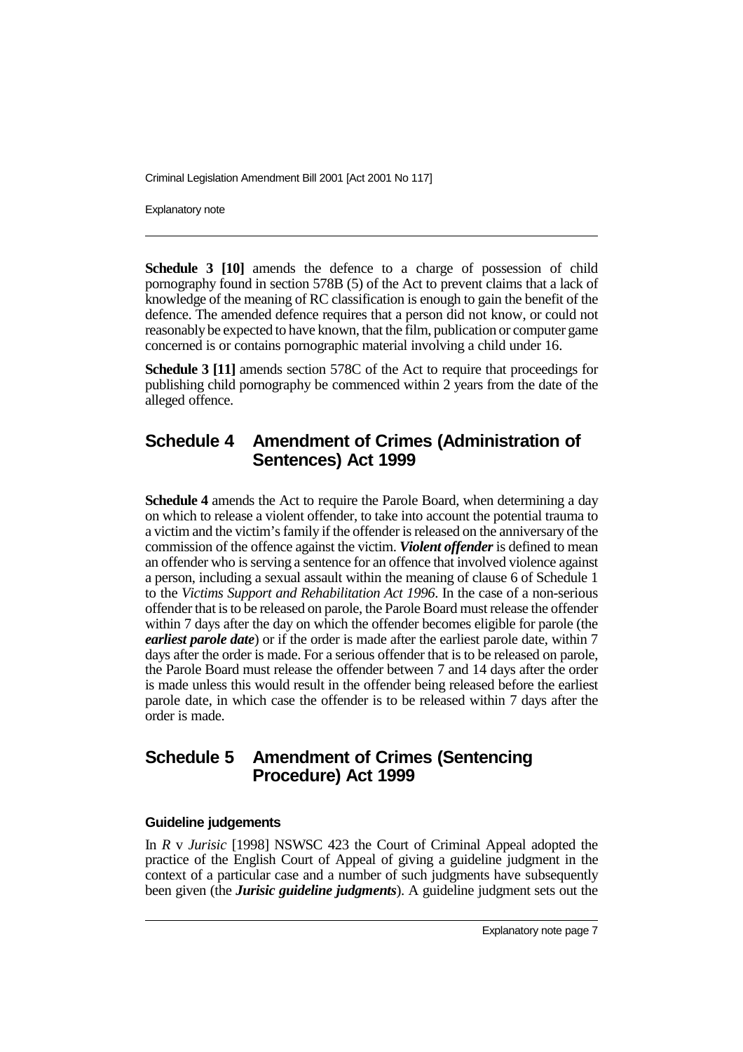**Schedule 3 [10]** amends the defence to a charge of possession of child pornography found in section 578B (5) of the Act to prevent claims that a lack of knowledge of the meaning of RC classification is enough to gain the benefit of the defence. The amended defence requires that a person did not know, or could not reasonably be expected to have known, that the film, publication or computer game concerned is or contains pornographic material involving a child under 16.

**Schedule 3 [11]** amends section 578C of the Act to require that proceedings for publishing child pornography be commenced within 2 years from the date of the alleged offence.

## Schedule 4 Amendment of Crimes (Administration of Sentences) Act 1999

**Schedule 4** amends the Act to require the Parole Board, when determining a day on which to release a violent offender, to take into account the potential trauma to a victim and the victim's family if the offender is released on the anniversary of the commission of the offence against the victim. ***Violent offender*** is defined to mean an offender who is serving a sentence for an offence that involved violence against a person, including a sexual assault within the meaning of clause 6 of Schedule 1 to the *Victims Support and Rehabilitation Act 1996*. In the case of a non-serious offender that is to be released on parole, the Parole Board must release the offender within 7 days after the day on which the offender becomes eligible for parole (the ***earliest parole date***) or if the order is made after the earliest parole date, within 7 days after the order is made. For a serious offender that is to be released on parole, the Parole Board must release the offender between 7 and 14 days after the order is made unless this would result in the offender being released before the earliest parole date, in which case the offender is to be released within 7 days after the order is made.

## Schedule 5 Amendment of Crimes (Sentencing Procedure) Act 1999

### Guideline judgements

In *R* v *Jurisic* [1998] NSWSC 423 the Court of Criminal Appeal adopted the practice of the English Court of Appeal of giving a guideline judgment in the context of a particular case and a number of such judgments have subsequently been given (the ***Jurisic guideline judgments***). A guideline judgment sets out the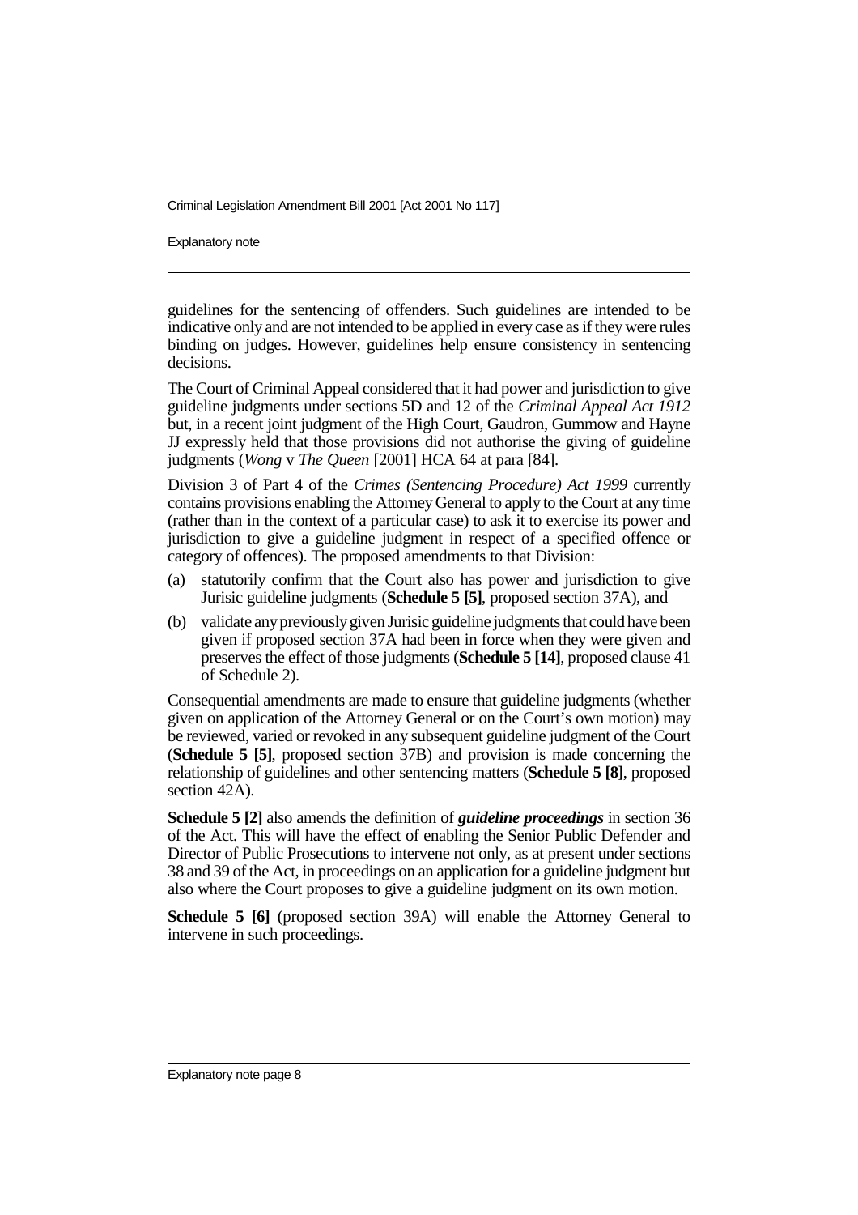guidelines for the sentencing of offenders. Such guidelines are intended to be indicative only and are not intended to be applied in every case as if they were rules binding on judges. However, guidelines help ensure consistency in sentencing decisions.

The Court of Criminal Appeal considered that it had power and jurisdiction to give guideline judgments under sections 5D and 12 of the *Criminal Appeal Act 1912* but, in a recent joint judgment of the High Court, Gaudron, Gummow and Hayne JJ expressly held that those provisions did not authorise the giving of guideline judgments (*Wong* v *The Queen* [2001] HCA 64 at para [84].

Division 3 of Part 4 of the *Crimes (Sentencing Procedure) Act 1999* currently contains provisions enabling the Attorney General to apply to the Court at any time (rather than in the context of a particular case) to ask it to exercise its power and jurisdiction to give a guideline judgment in respect of a specified offence or category of offences). The proposed amendments to that Division:

(a) statutorily confirm that the Court also has power and jurisdiction to give Jurisic guideline judgments (**Schedule 5 [5]**, proposed section 37A), and

(b) validate any previously given Jurisic guideline judgments that could have been given if proposed section 37A had been in force when they were given and preserves the effect of those judgments (**Schedule 5 [14]**, proposed clause 41 of Schedule 2).

Consequential amendments are made to ensure that guideline judgments (whether given on application of the Attorney General or on the Court's own motion) may be reviewed, varied or revoked in any subsequent guideline judgment of the Court (**Schedule 5 [5]**, proposed section 37B) and provision is made concerning the relationship of guidelines and other sentencing matters (**Schedule 5 [8]**, proposed section 42A).

**Schedule 5 [2]** also amends the definition of ***guideline proceedings*** in section 36 of the Act. This will have the effect of enabling the Senior Public Defender and Director of Public Prosecutions to intervene not only, as at present under sections 38 and 39 of the Act, in proceedings on an application for a guideline judgment but also where the Court proposes to give a guideline judgment on its own motion.

**Schedule 5 [6]** (proposed section 39A) will enable the Attorney General to intervene in such proceedings.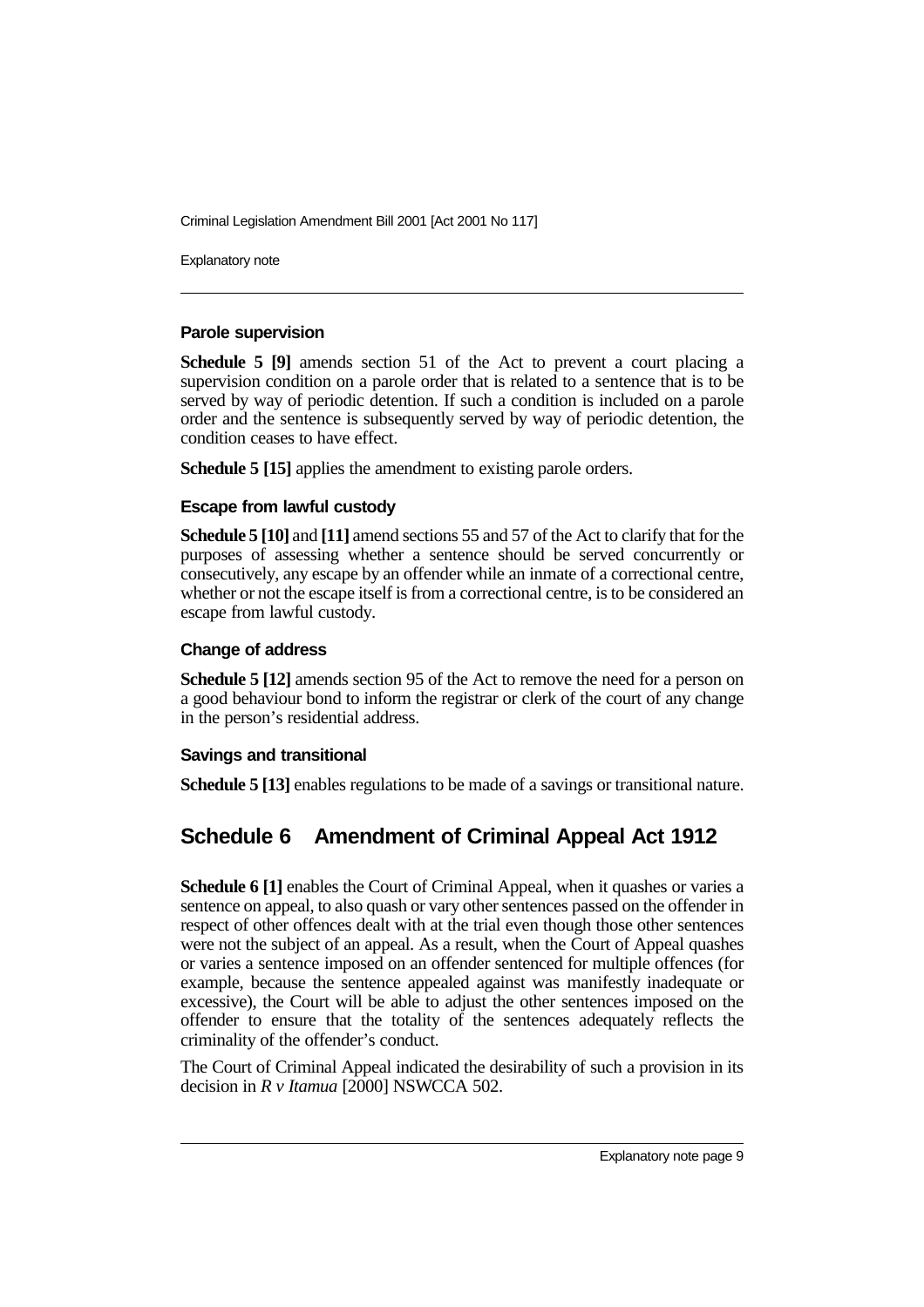### Parole supervision

**Schedule 5 [9]** amends section 51 of the Act to prevent a court placing a supervision condition on a parole order that is related to a sentence that is to be served by way of periodic detention. If such a condition is included on a parole order and the sentence is subsequently served by way of periodic detention, the condition ceases to have effect.

**Schedule 5 [15]** applies the amendment to existing parole orders.

### Escape from lawful custody

**Schedule 5 [10]** and **[11]** amend sections 55 and 57 of the Act to clarify that for the purposes of assessing whether a sentence should be served concurrently or consecutively, any escape by an offender while an inmate of a correctional centre, whether or not the escape itself is from a correctional centre, is to be considered an escape from lawful custody.

### Change of address

**Schedule 5 [12]** amends section 95 of the Act to remove the need for a person on a good behaviour bond to inform the registrar or clerk of the court of any change in the person's residential address.

### Savings and transitional

**Schedule 5 [13]** enables regulations to be made of a savings or transitional nature.

## Schedule 6 Amendment of Criminal Appeal Act 1912

**Schedule 6 [1]** enables the Court of Criminal Appeal, when it quashes or varies a sentence on appeal, to also quash or vary other sentences passed on the offender in respect of other offences dealt with at the trial even though those other sentences were not the subject of an appeal. As a result, when the Court of Appeal quashes or varies a sentence imposed on an offender sentenced for multiple offences (for example, because the sentence appealed against was manifestly inadequate or excessive), the Court will be able to adjust the other sentences imposed on the offender to ensure that the totality of the sentences adequately reflects the criminality of the offender's conduct.

The Court of Criminal Appeal indicated the desirability of such a provision in its decision in *R v Itamua* [2000] NSWCCA 502.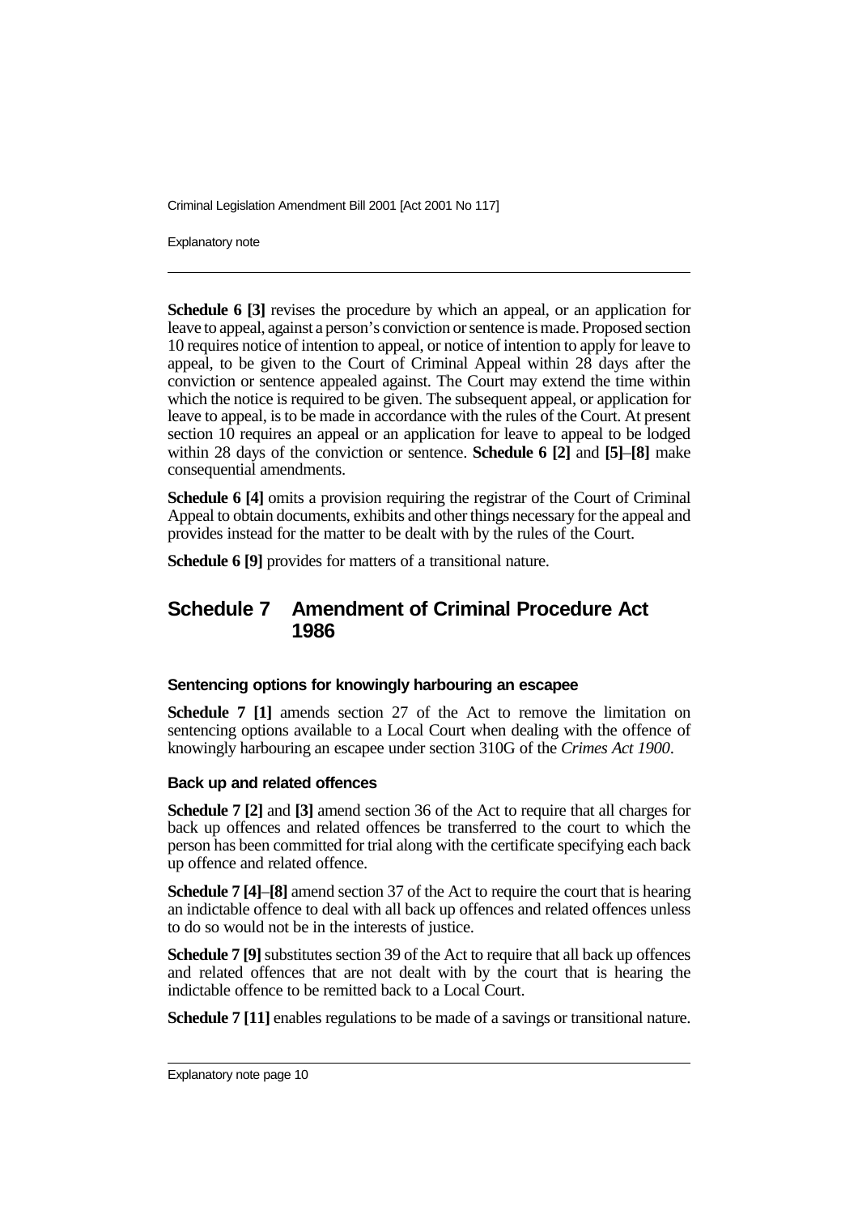**Schedule 6 [3]** revises the procedure by which an appeal, or an application for leave to appeal, against a person's conviction or sentence is made. Proposed section 10 requires notice of intention to appeal, or notice of intention to apply for leave to appeal, to be given to the Court of Criminal Appeal within 28 days after the conviction or sentence appealed against. The Court may extend the time within which the notice is required to be given. The subsequent appeal, or application for leave to appeal, is to be made in accordance with the rules of the Court. At present section 10 requires an appeal or an application for leave to appeal to be lodged within 28 days of the conviction or sentence. **Schedule 6 [2]** and **[5]**–**[8]** make consequential amendments.

**Schedule 6 [4]** omits a provision requiring the registrar of the Court of Criminal Appeal to obtain documents, exhibits and other things necessary for the appeal and provides instead for the matter to be dealt with by the rules of the Court.

**Schedule 6 [9]** provides for matters of a transitional nature.

## Schedule 7 Amendment of Criminal Procedure Act 1986

### Sentencing options for knowingly harbouring an escapee

**Schedule 7 [1]** amends section 27 of the Act to remove the limitation on sentencing options available to a Local Court when dealing with the offence of knowingly harbouring an escapee under section 310G of the *Crimes Act 1900*.

### Back up and related offences

**Schedule 7 [2]** and **[3]** amend section 36 of the Act to require that all charges for back up offences and related offences be transferred to the court to which the person has been committed for trial along with the certificate specifying each back up offence and related offence.

**Schedule 7 [4]**–**[8]** amend section 37 of the Act to require the court that is hearing an indictable offence to deal with all back up offences and related offences unless to do so would not be in the interests of justice.

**Schedule 7 [9]** substitutes section 39 of the Act to require that all back up offences and related offences that are not dealt with by the court that is hearing the indictable offence to be remitted back to a Local Court.

**Schedule 7 [11]** enables regulations to be made of a savings or transitional nature.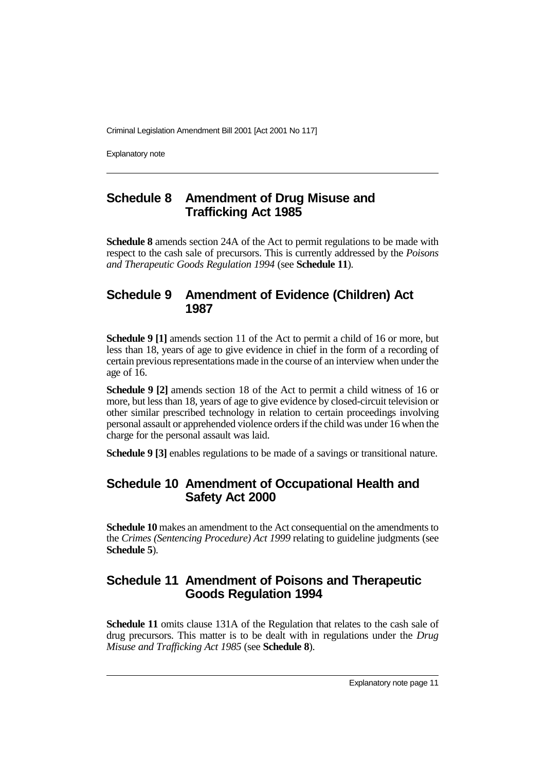## Schedule 8 Amendment of Drug Misuse and Trafficking Act 1985

**Schedule 8** amends section 24A of the Act to permit regulations to be made with respect to the cash sale of precursors. This is currently addressed by the *Poisons and Therapeutic Goods Regulation 1994* (see **Schedule 11**).

## Schedule 9 Amendment of Evidence (Children) Act 1987

**Schedule 9 [1]** amends section 11 of the Act to permit a child of 16 or more, but less than 18, years of age to give evidence in chief in the form of a recording of certain previous representations made in the course of an interview when under the age of 16.

**Schedule 9 [2]** amends section 18 of the Act to permit a child witness of 16 or more, but less than 18, years of age to give evidence by closed-circuit television or other similar prescribed technology in relation to certain proceedings involving personal assault or apprehended violence orders if the child was under 16 when the charge for the personal assault was laid.

**Schedule 9 [3]** enables regulations to be made of a savings or transitional nature.

## Schedule 10 Amendment of Occupational Health and Safety Act 2000

**Schedule 10** makes an amendment to the Act consequential on the amendments to the *Crimes (Sentencing Procedure) Act 1999* relating to guideline judgments (see **Schedule 5**).

## Schedule 11 Amendment of Poisons and Therapeutic Goods Regulation 1994

**Schedule 11** omits clause 131A of the Regulation that relates to the cash sale of drug precursors. This matter is to be dealt with in regulations under the *Drug Misuse and Trafficking Act 1985* (see **Schedule 8**).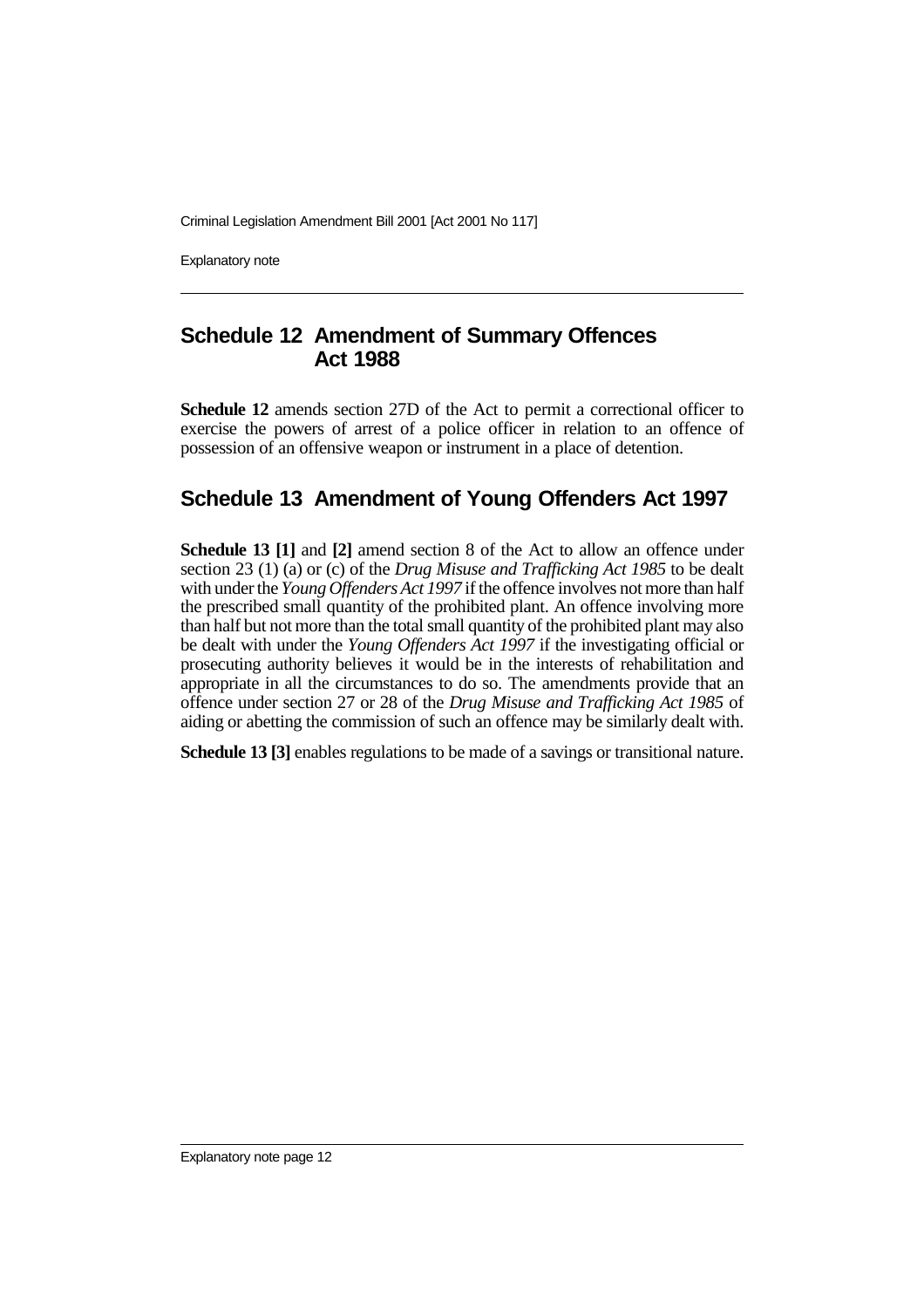## Schedule 12 Amendment of Summary Offences Act 1988

**Schedule 12** amends section 27D of the Act to permit a correctional officer to exercise the powers of arrest of a police officer in relation to an offence of possession of an offensive weapon or instrument in a place of detention.

## Schedule 13 Amendment of Young Offenders Act 1997

**Schedule 13 [1]** and **[2]** amend section 8 of the Act to allow an offence under section 23 (1) (a) or (c) of the *Drug Misuse and Trafficking Act 1985* to be dealt with under the *Young Offenders Act 1997* if the offence involves not more than half the prescribed small quantity of the prohibited plant. An offence involving more than half but not more than the total small quantity of the prohibited plant may also be dealt with under the *Young Offenders Act 1997* if the investigating official or prosecuting authority believes it would be in the interests of rehabilitation and appropriate in all the circumstances to do so. The amendments provide that an offence under section 27 or 28 of the *Drug Misuse and Trafficking Act 1985* of aiding or abetting the commission of such an offence may be similarly dealt with.

**Schedule 13 [3]** enables regulations to be made of a savings or transitional nature.